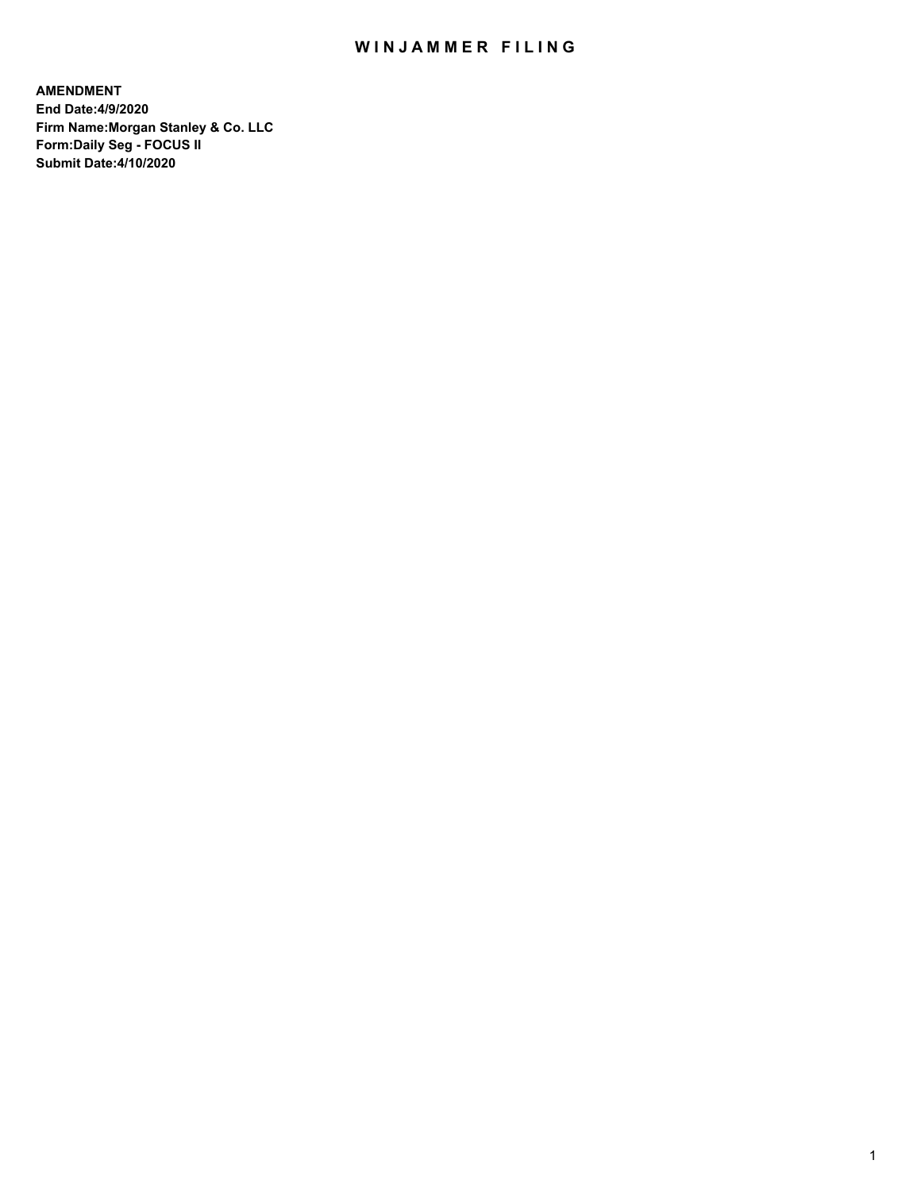# WINJAMMER FILING

**AMENDMENT**
**End Date:4/9/2020**
**Firm Name:Morgan Stanley & Co. LLC**
**Form:Daily Seg - FOCUS II**
**Submit Date:4/10/2020**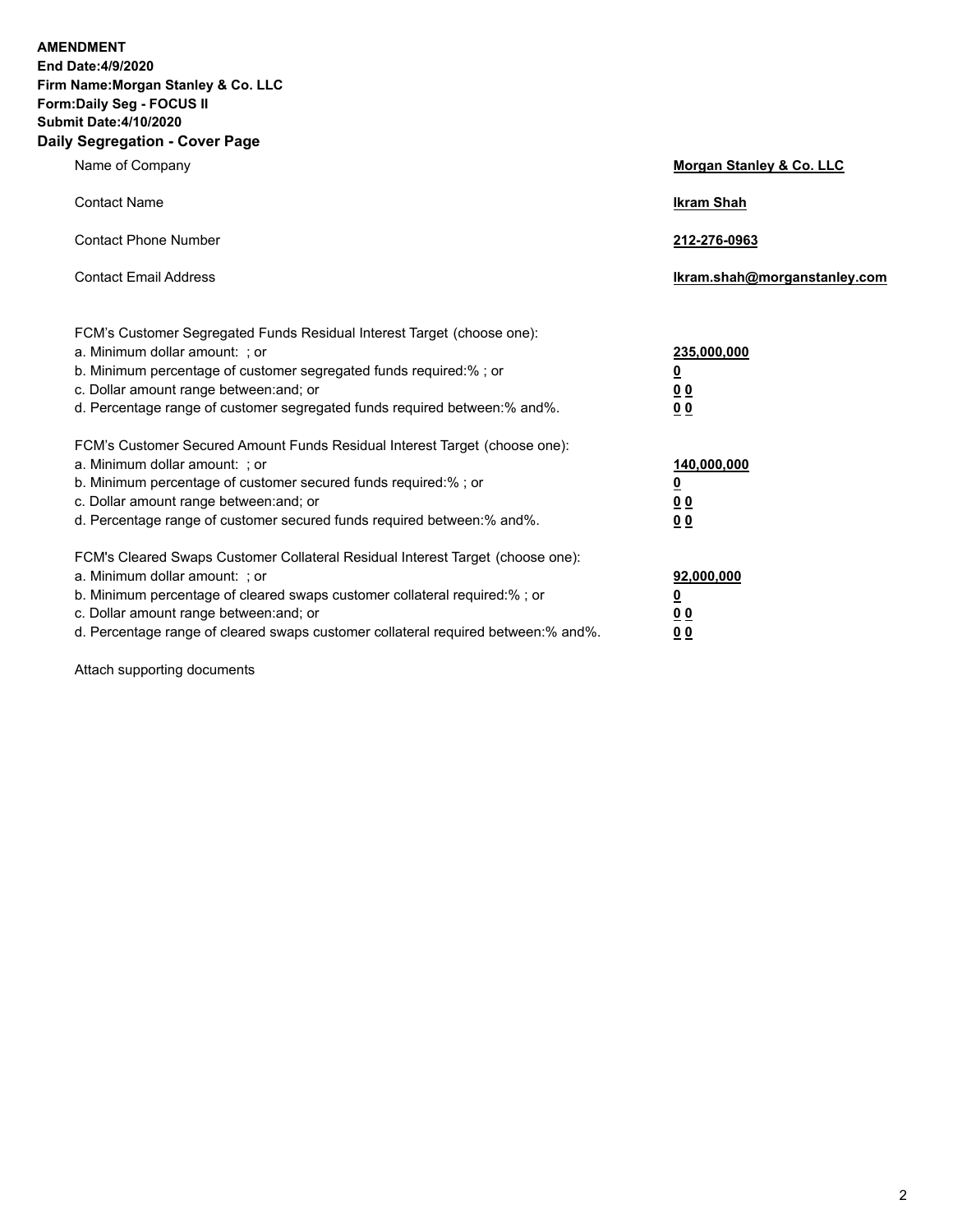**AMENDMENT**
**End Date:4/9/2020**
**Firm Name:Morgan Stanley & Co. LLC**
**Form:Daily Seg - FOCUS II**
**Submit Date:4/10/2020**

## Daily Segregation - Cover Page

| | |
|---|---|
| Name of Company | **Morgan Stanley & Co. LLC** |
| Contact Name | **Ikram Shah** |
| Contact Phone Number | **212-276-0963** |
| Contact Email Address | **Ikram.shah@morganstanley.com** |

| | |
|---|---|
| FCM's Customer Segregated Funds Residual Interest Target (choose one): | |
| a. Minimum dollar amount: ; or | **235,000,000** |
| b. Minimum percentage of customer segregated funds required:% ; or | **0** |
| c. Dollar amount range between:and; or | **0 0** |
| d. Percentage range of customer segregated funds required between:% and%. | **0 0** |
| FCM's Customer Secured Amount Funds Residual Interest Target (choose one): | |
| a. Minimum dollar amount: ; or | **140,000,000** |
| b. Minimum percentage of customer secured funds required:% ; or | **0** |
| c. Dollar amount range between:and; or | **0 0** |
| d. Percentage range of customer secured funds required between:% and%. | **0 0** |
| FCM's Cleared Swaps Customer Collateral Residual Interest Target (choose one): | |
| a. Minimum dollar amount: ; or | **92,000,000** |
| b. Minimum percentage of cleared swaps customer collateral required:% ; or | **0** |
| c. Dollar amount range between:and; or | **0 0** |
| d. Percentage range of cleared swaps customer collateral required between:% and%. | **0 0** |

Attach supporting documents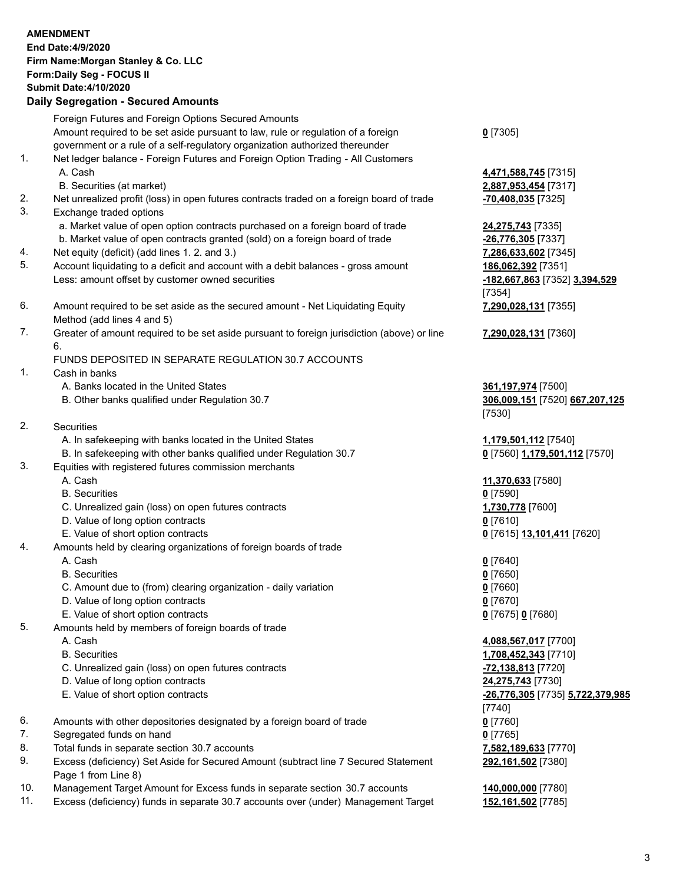**AMENDMENT**
**End Date:4/9/2020**
**Firm Name:Morgan Stanley & Co. LLC**
**Form:Daily Seg - FOCUS II**
**Submit Date:4/10/2020**

### Daily Segregation - Secured Amounts

| | | |
|---|---|---|
| | Foreign Futures and Foreign Options Secured Amounts | |
| | Amount required to be set aside pursuant to law, rule or regulation of a foreign government or a rule of a self-regulatory organization authorized thereunder | **0** [7305] |
| 1. | Net ledger balance - Foreign Futures and Foreign Option Trading - All Customers | |
| | A. Cash | **4,471,588,745** [7315] |
| | B. Securities (at market) | **2,887,953,454** [7317] |
| 2. | Net unrealized profit (loss) in open futures contracts traded on a foreign board of trade | **-70,408,035** [7325] |
| 3. | Exchange traded options | |
| | a. Market value of open option contracts purchased on a foreign board of trade | **24,275,743** [7335] |
| | b. Market value of open contracts granted (sold) on a foreign board of trade | **-26,776,305** [7337] |
| 4. | Net equity (deficit) (add lines 1. 2. and 3.) | **7,286,633,602** [7345] |
| 5. | Account liquidating to a deficit and account with a debit balances - gross amount | **186,062,392** [7351] |
| | Less: amount offset by customer owned securities | **-182,667,863** [7352] **3,394,529** [7354] |
| 6. | Amount required to be set aside as the secured amount - Net Liquidating Equity Method (add lines 4 and 5) | **7,290,028,131** [7355] |
| 7. | Greater of amount required to be set aside pursuant to foreign jurisdiction (above) or line 6. | **7,290,028,131** [7360] |
| | FUNDS DEPOSITED IN SEPARATE REGULATION 30.7 ACCOUNTS | |
| 1. | Cash in banks | |
| | A. Banks located in the United States | **361,197,974** [7500] |
| | B. Other banks qualified under Regulation 30.7 | **306,009,151** [7520] **667,207,125** [7530] |
| 2. | Securities | |
| | A. In safekeeping with banks located in the United States | **1,179,501,112** [7540] |
| | B. In safekeeping with other banks qualified under Regulation 30.7 | **0** [7560] **1,179,501,112** [7570] |
| 3. | Equities with registered futures commission merchants | |
| | A. Cash | **11,370,633** [7580] |
| | B. Securities | **0** [7590] |
| | C. Unrealized gain (loss) on open futures contracts | **1,730,778** [7600] |
| | D. Value of long option contracts | **0** [7610] |
| | E. Value of short option contracts | **0** [7615] **13,101,411** [7620] |
| 4. | Amounts held by clearing organizations of foreign boards of trade | |
| | A. Cash | **0** [7640] |
| | B. Securities | **0** [7650] |
| | C. Amount due to (from) clearing organization - daily variation | **0** [7660] |
| | D. Value of long option contracts | **0** [7670] |
| | E. Value of short option contracts | **0** [7675] **0** [7680] |
| 5. | Amounts held by members of foreign boards of trade | |
| | A. Cash | **4,088,567,017** [7700] |
| | B. Securities | **1,708,452,343** [7710] |
| | C. Unrealized gain (loss) on open futures contracts | **-72,138,813** [7720] |
| | D. Value of long option contracts | **24,275,743** [7730] |
| | E. Value of short option contracts | **-26,776,305** [7735] **5,722,379,985** [7740] |
| 6. | Amounts with other depositories designated by a foreign board of trade | **0** [7760] |
| 7. | Segregated funds on hand | **0** [7765] |
| 8. | Total funds in separate section 30.7 accounts | **7,582,189,633** [7770] |
| 9. | Excess (deficiency) Set Aside for Secured Amount (subtract line 7 Secured Statement Page 1 from Line 8) | **292,161,502** [7380] |
| 10. | Management Target Amount for Excess funds in separate section 30.7 accounts | **140,000,000** [7780] |
| 11. | Excess (deficiency) funds in separate 30.7 accounts over (under) Management Target | **152,161,502** [7785] |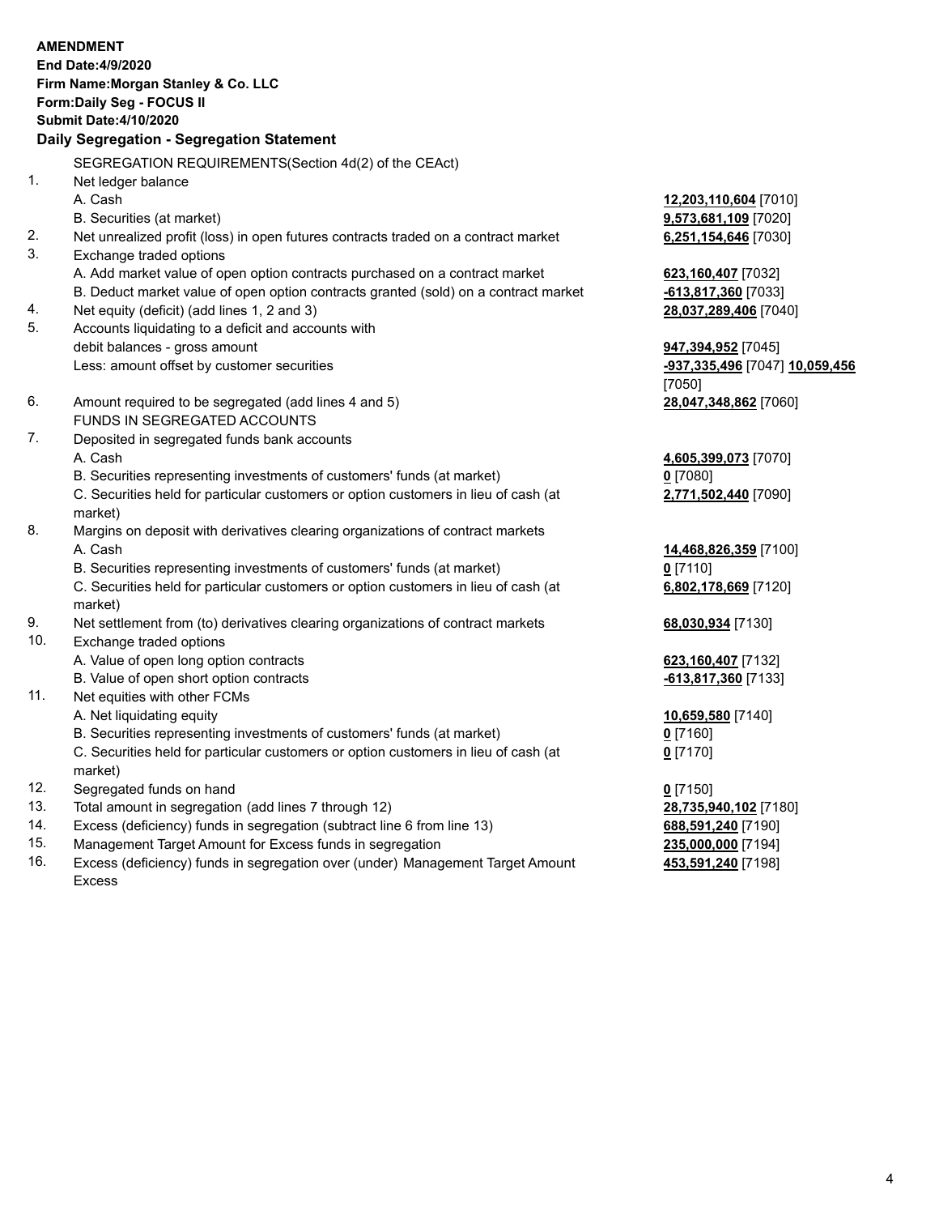**AMENDMENT**
**End Date:4/9/2020**
**Firm Name:Morgan Stanley & Co. LLC**
**Form:Daily Seg - FOCUS II**
**Submit Date:4/10/2020**

## Daily Segregation - Segregation Statement

SEGREGATION REQUIREMENTS(Section 4d(2) of the CEAct)

| | | |
|---|---|---|
| 1. | Net ledger balance | |
| | A. Cash | **12,203,110,604** [7010] |
| | B. Securities (at market) | **9,573,681,109** [7020] |
| 2. | Net unrealized profit (loss) in open futures contracts traded on a contract market | **6,251,154,646** [7030] |
| 3. | Exchange traded options | |
| | A. Add market value of open option contracts purchased on a contract market | **623,160,407** [7032] |
| | B. Deduct market value of open option contracts granted (sold) on a contract market | **-613,817,360** [7033] |
| 4. | Net equity (deficit) (add lines 1, 2 and 3) | **28,037,289,406** [7040] |
| 5. | Accounts liquidating to a deficit and accounts with debit balances - gross amount | **947,394,952** [7045] |
| | Less: amount offset by customer securities | **-937,335,496** [7047] **10,059,456** [7050] |
| 6. | Amount required to be segregated (add lines 4 and 5) | **28,047,348,862** [7060] |
| | FUNDS IN SEGREGATED ACCOUNTS | |
| 7. | Deposited in segregated funds bank accounts | |
| | A. Cash | **4,605,399,073** [7070] |
| | B. Securities representing investments of customers' funds (at market) | **0** [7080] |
| | C. Securities held for particular customers or option customers in lieu of cash (at market) | **2,771,502,440** [7090] |
| 8. | Margins on deposit with derivatives clearing organizations of contract markets | |
| | A. Cash | **14,468,826,359** [7100] |
| | B. Securities representing investments of customers' funds (at market) | **0** [7110] |
| | C. Securities held for particular customers or option customers in lieu of cash (at market) | **6,802,178,669** [7120] |
| 9. | Net settlement from (to) derivatives clearing organizations of contract markets | **68,030,934** [7130] |
| 10. | Exchange traded options | |
| | A. Value of open long option contracts | **623,160,407** [7132] |
| | B. Value of open short option contracts | **-613,817,360** [7133] |
| 11. | Net equities with other FCMs | |
| | A. Net liquidating equity | **10,659,580** [7140] |
| | B. Securities representing investments of customers' funds (at market) | **0** [7160] |
| | C. Securities held for particular customers or option customers in lieu of cash (at market) | **0** [7170] |
| 12. | Segregated funds on hand | **0** [7150] |
| 13. | Total amount in segregation (add lines 7 through 12) | **28,735,940,102** [7180] |
| 14. | Excess (deficiency) funds in segregation (subtract line 6 from line 13) | **688,591,240** [7190] |
| 15. | Management Target Amount for Excess funds in segregation | **235,000,000** [7194] |
| 16. | Excess (deficiency) funds in segregation over (under) Management Target Amount Excess | **453,591,240** [7198] |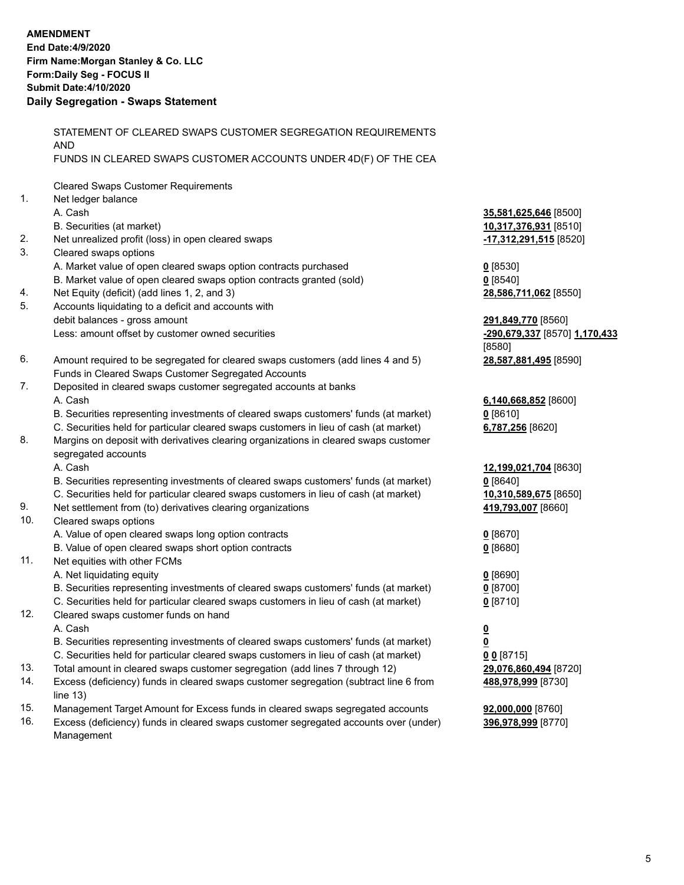**AMENDMENT**
**End Date:4/9/2020**
**Firm Name:Morgan Stanley & Co. LLC**
**Form:Daily Seg - FOCUS II**
**Submit Date:4/10/2020**
**Daily Segregation - Swaps Statement**

STATEMENT OF CLEARED SWAPS CUSTOMER SEGREGATION REQUIREMENTS AND
FUNDS IN CLEARED SWAPS CUSTOMER ACCOUNTS UNDER 4D(F) OF THE CEA

| | | |
|---|---|---|
| | Cleared Swaps Customer Requirements | |
| 1. | Net ledger balance | |
| | A. Cash | **35,581,625,646** [8500] |
| | B. Securities (at market) | **10,317,376,931** [8510] |
| 2. | Net unrealized profit (loss) in open cleared swaps | **-17,312,291,515** [8520] |
| 3. | Cleared swaps options | |
| | A. Market value of open cleared swaps option contracts purchased | **0** [8530] |
| | B. Market value of open cleared swaps option contracts granted (sold) | **0** [8540] |
| 4. | Net Equity (deficit) (add lines 1, 2, and 3) | **28,586,711,062** [8550] |
| 5. | Accounts liquidating to a deficit and accounts with debit balances - gross amount | **291,849,770** [8560] |
| | Less: amount offset by customer owned securities | **-290,679,337** [8570] **1,170,433** [8580] |
| 6. | Amount required to be segregated for cleared swaps customers (add lines 4 and 5) | **28,587,881,495** [8590] |
| | Funds in Cleared Swaps Customer Segregated Accounts | |
| 7. | Deposited in cleared swaps customer segregated accounts at banks | |
| | A. Cash | **6,140,668,852** [8600] |
| | B. Securities representing investments of cleared swaps customers' funds (at market) | **0** [8610] |
| | C. Securities held for particular cleared swaps customers in lieu of cash (at market) | **6,787,256** [8620] |
| 8. | Margins on deposit with derivatives clearing organizations in cleared swaps customer segregated accounts | |
| | A. Cash | **12,199,021,704** [8630] |
| | B. Securities representing investments of cleared swaps customers' funds (at market) | **0** [8640] |
| | C. Securities held for particular cleared swaps customers in lieu of cash (at market) | **10,310,589,675** [8650] |
| 9. | Net settlement from (to) derivatives clearing organizations | **419,793,007** [8660] |
| 10. | Cleared swaps options | |
| | A. Value of open cleared swaps long option contracts | **0** [8670] |
| | B. Value of open cleared swaps short option contracts | **0** [8680] |
| 11. | Net equities with other FCMs | |
| | A. Net liquidating equity | **0** [8690] |
| | B. Securities representing investments of cleared swaps customers' funds (at market) | **0** [8700] |
| | C. Securities held for particular cleared swaps customers in lieu of cash (at market) | **0** [8710] |
| 12. | Cleared swaps customer funds on hand | |
| | A. Cash | **0** |
| | B. Securities representing investments of cleared swaps customers' funds (at market) | **0** |
| | C. Securities held for particular cleared swaps customers in lieu of cash (at market) | **0** **0** [8715] |
| 13. | Total amount in cleared swaps customer segregation (add lines 7 through 12) | **29,076,860,494** [8720] |
| 14. | Excess (deficiency) funds in cleared swaps customer segregation (subtract line 6 from line 13) | **488,978,999** [8730] |
| 15. | Management Target Amount for Excess funds in cleared swaps segregated accounts | **92,000,000** [8760] |
| 16. | Excess (deficiency) funds in cleared swaps customer segregated accounts over (under) Management | **396,978,999** [8770] |